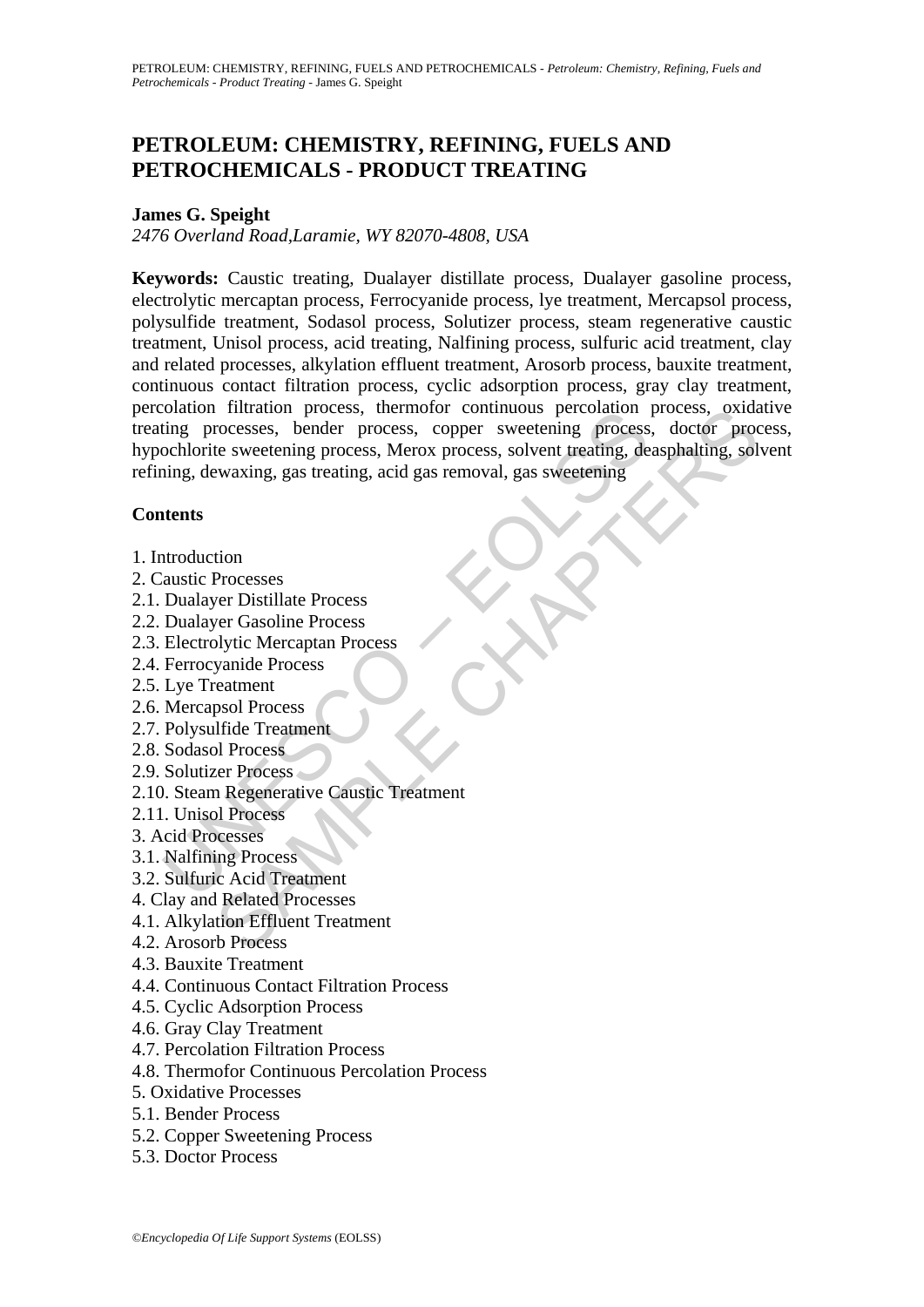# PETROLEUM: CHEMISTRY, REFINING, FUELS AND PETROCHEMICALS - PRODUCT TREATING

**James G. Speight**

*2476 Overland Road,Laramie, WY 82070-4808, USA*

**Keywords:** Caustic treating, Dualayer distillate process, Dualayer gasoline process, electrolytic mercaptan process, Ferrocyanide process, lye treatment, Mercapsol process, polysulfide treatment, Sodasol process, Solutizer process, steam regenerative caustic treatment, Unisol process, acid treating, Nalfining process, sulfuric acid treatment, clay and related processes, alkylation effluent treatment, Arosorb process, bauxite treatment, continuous contact filtration process, cyclic adsorption process, gray clay treatment, percolation filtration process, thermofor continuous percolation process, oxidative treating processes, bender process, copper sweetening process, doctor process, hypochlorite sweetening process, Merox process, solvent treating, deasphalting, solvent refining, dewaxing, gas treating, acid gas removal, gas sweetening

## Contents

1. Introduction
2. Caustic Processes
2.1. Dualayer Distillate Process
2.2. Dualayer Gasoline Process
2.3. Electrolytic Mercaptan Process
2.4. Ferrocyanide Process
2.5. Lye Treatment
2.6. Mercapsol Process
2.7. Polysulfide Treatment
2.8. Sodasol Process
2.9. Solutizer Process
2.10. Steam Regenerative Caustic Treatment
2.11. Unisol Process
3. Acid Processes
3.1. Nalfining Process
3.2. Sulfuric Acid Treatment
4. Clay and Related Processes
4.1. Alkylation Effluent Treatment
4.2. Arosorb Process
4.3. Bauxite Treatment
4.4. Continuous Contact Filtration Process
4.5. Cyclic Adsorption Process
4.6. Gray Clay Treatment
4.7. Percolation Filtration Process
4.8. Thermofor Continuous Percolation Process
5. Oxidative Processes
5.1. Bender Process
5.2. Copper Sweetening Process
5.3. Doctor Process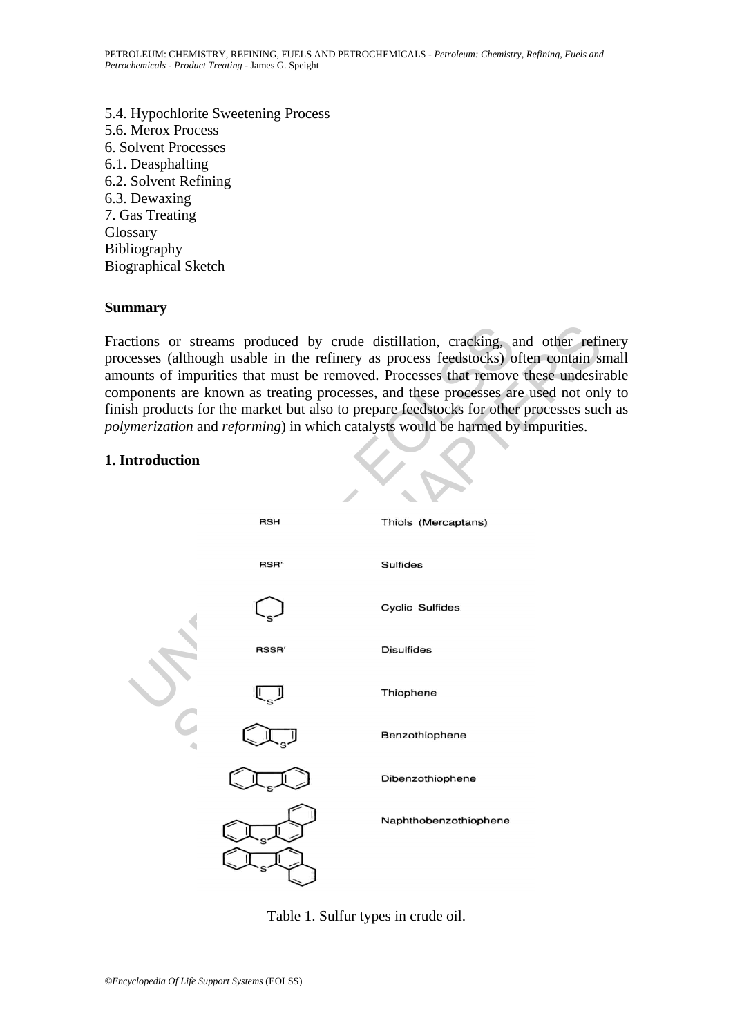5.4. Hypochlorite Sweetening Process
5.6. Merox Process
6. Solvent Processes
6.1. Deasphalting
6.2. Solvent Refining
6.3. Dewaxing
7. Gas Treating
Glossary
Bibliography
Biographical Sketch

## Summary

Fractions or streams produced by crude distillation, cracking, and other refinery processes (although usable in the refinery as process feedstocks) often contain small amounts of impurities that must be removed. Processes that remove these undesirable components are known as treating processes, and these processes are used not only to finish products for the market but also to prepare feedstocks for other processes such as *polymerization* and *reforming*) in which catalysts would be harmed by impurities.

## 1. Introduction

| Structure | Sulfur type |
| --- | --- |
| RSH | Thiols (Mercaptans) |
| RSR' | Sulfides |
| | Cyclic Sulfides |
| RSSR' | Disulfides |
| | Thiophene |
| | Benzothiophene |
| | Dibenzothiophene |
| | Naphthobenzothiophene |

Table 1. Sulfur types in crude oil.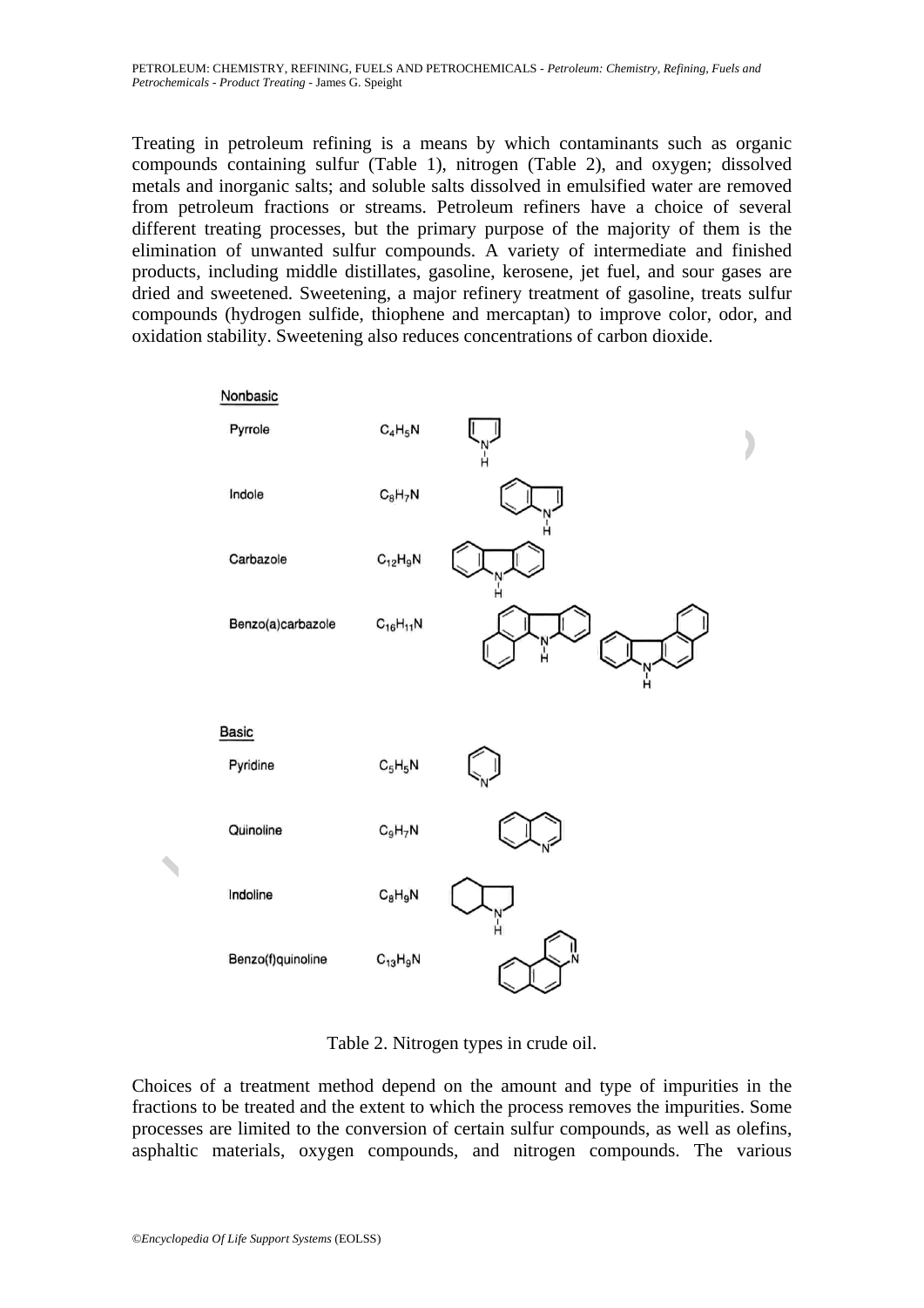Treating in petroleum refining is a means by which contaminants such as organic compounds containing sulfur (Table 1), nitrogen (Table 2), and oxygen; dissolved metals and inorganic salts; and soluble salts dissolved in emulsified water are removed from petroleum fractions or streams. Petroleum refiners have a choice of several different treating processes, but the primary purpose of the majority of them is the elimination of unwanted sulfur compounds. A variety of intermediate and finished products, including middle distillates, gasoline, kerosene, jet fuel, and sour gases are dried and sweetened. Sweetening, a major refinery treatment of gasoline, treats sulfur compounds (hydrogen sulfide, thiophene and mercaptan) to improve color, odor, and oxidation stability. Sweetening also reduces concentrations of carbon dioxide.

| Nonbasic | |
|---|---|
| Pyrrole | $C_4H_5N$ |
| Indole | $C_8H_7N$ |
| Carbazole | $C_{12}H_9N$ |
| Benzo(a)carbazole | $C_{16}H_{11}N$ |
| **Basic** | |
| Pyridine | $C_5H_5N$ |
| Quinoline | $C_9H_7N$ |
| Indoline | $C_8H_9N$ |
| Benzo(f)quinoline | $C_{13}H_9N$ |

Table 2. Nitrogen types in crude oil.

Choices of a treatment method depend on the amount and type of impurities in the fractions to be treated and the extent to which the process removes the impurities. Some processes are limited to the conversion of certain sulfur compounds, as well as olefins, asphaltic materials, oxygen compounds, and nitrogen compounds. The various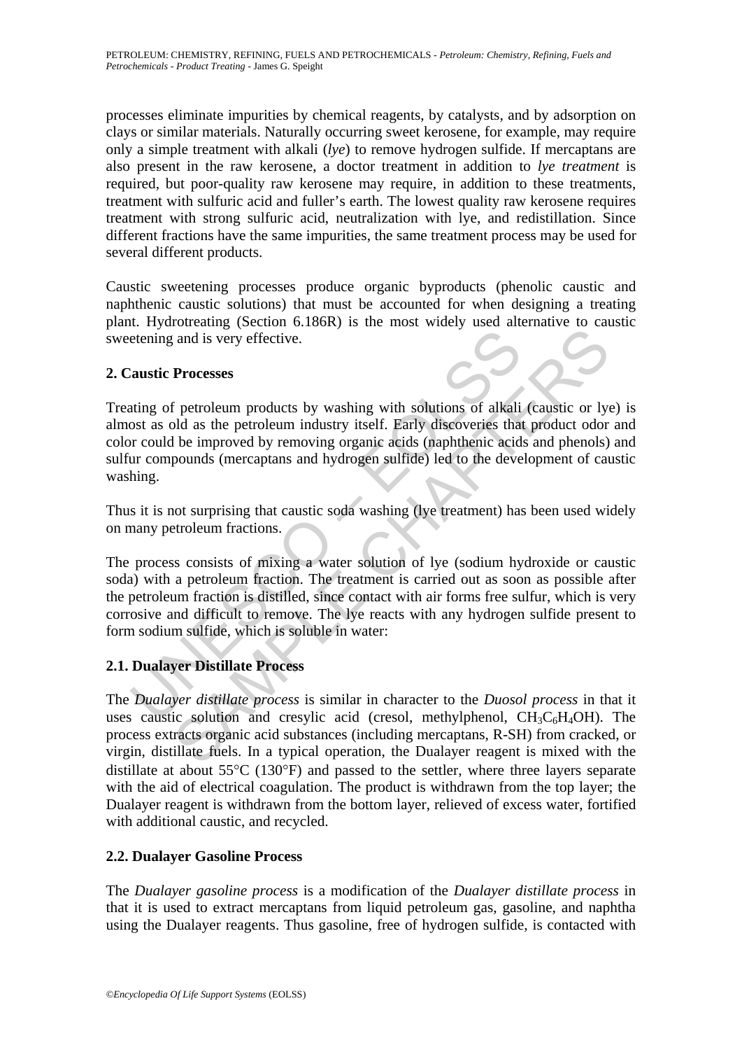processes eliminate impurities by chemical reagents, by catalysts, and by adsorption on clays or similar materials. Naturally occurring sweet kerosene, for example, may require only a simple treatment with alkali (*lye*) to remove hydrogen sulfide. If mercaptans are also present in the raw kerosene, a doctor treatment in addition to *lye treatment* is required, but poor-quality raw kerosene may require, in addition to these treatments, treatment with sulfuric acid and fuller's earth. The lowest quality raw kerosene requires treatment with strong sulfuric acid, neutralization with lye, and redistillation. Since different fractions have the same impurities, the same treatment process may be used for several different products.

Caustic sweetening processes produce organic byproducts (phenolic caustic and naphthenic caustic solutions) that must be accounted for when designing a treating plant. Hydrotreating (Section 6.186R) is the most widely used alternative to caustic sweetening and is very effective.

## 2. Caustic Processes

Treating of petroleum products by washing with solutions of alkali (caustic or lye) is almost as old as the petroleum industry itself. Early discoveries that product odor and color could be improved by removing organic acids (naphthenic acids and phenols) and sulfur compounds (mercaptans and hydrogen sulfide) led to the development of caustic washing.

Thus it is not surprising that caustic soda washing (lye treatment) has been used widely on many petroleum fractions.

The process consists of mixing a water solution of lye (sodium hydroxide or caustic soda) with a petroleum fraction. The treatment is carried out as soon as possible after the petroleum fraction is distilled, since contact with air forms free sulfur, which is very corrosive and difficult to remove. The lye reacts with any hydrogen sulfide present to form sodium sulfide, which is soluble in water:

### 2.1. Dualayer Distillate Process

The *Dualayer distillate process* is similar in character to the *Duosol process* in that it uses caustic solution and cresylic acid (cresol, methylphenol, $CH_3C_6H_4OH$). The process extracts organic acid substances (including mercaptans, R-SH) from cracked, or virgin, distillate fuels. In a typical operation, the Dualayer reagent is mixed with the distillate at about 55°C (130°F) and passed to the settler, where three layers separate with the aid of electrical coagulation. The product is withdrawn from the top layer; the Dualayer reagent is withdrawn from the bottom layer, relieved of excess water, fortified with additional caustic, and recycled.

### 2.2. Dualayer Gasoline Process

The *Dualayer gasoline process* is a modification of the *Dualayer distillate process* in that it is used to extract mercaptans from liquid petroleum gas, gasoline, and naphtha using the Dualayer reagents. Thus gasoline, free of hydrogen sulfide, is contacted with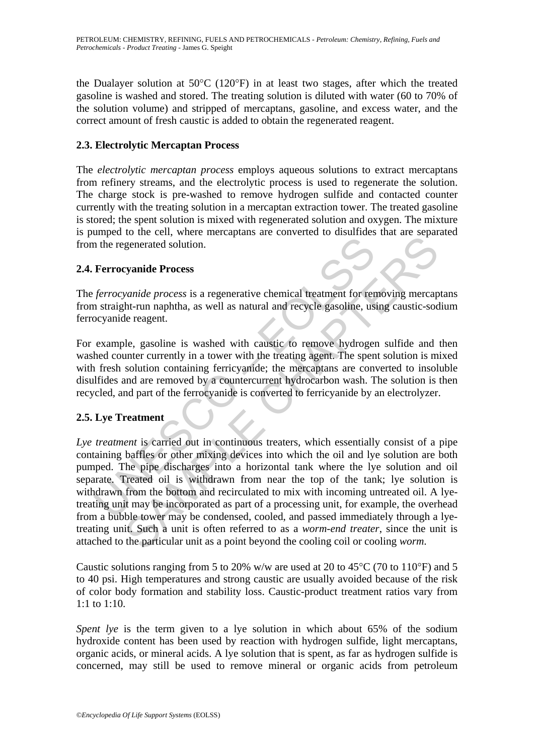the Dualayer solution at 50°C (120°F) in at least two stages, after which the treated gasoline is washed and stored. The treating solution is diluted with water (60 to 70% of the solution volume) and stripped of mercaptans, gasoline, and excess water, and the correct amount of fresh caustic is added to obtain the regenerated reagent.

### 2.3. Electrolytic Mercaptan Process

The *electrolytic mercaptan process* employs aqueous solutions to extract mercaptans from refinery streams, and the electrolytic process is used to regenerate the solution. The charge stock is pre-washed to remove hydrogen sulfide and contacted counter currently with the treating solution in a mercaptan extraction tower. The treated gasoline is stored; the spent solution is mixed with regenerated solution and oxygen. The mixture is pumped to the cell, where mercaptans are converted to disulfides that are separated from the regenerated solution.

### 2.4. Ferrocyanide Process

The *ferrocyanide process* is a regenerative chemical treatment for removing mercaptans from straight-run naphtha, as well as natural and recycle gasoline, using caustic-sodium ferrocyanide reagent.

For example, gasoline is washed with caustic to remove hydrogen sulfide and then washed counter currently in a tower with the treating agent. The spent solution is mixed with fresh solution containing ferricyanide; the mercaptans are converted to insoluble disulfides and are removed by a countercurrent hydrocarbon wash. The solution is then recycled, and part of the ferrocyanide is converted to ferricyanide by an electrolyzer.

### 2.5. Lye Treatment

*Lye treatment* is carried out in continuous treaters, which essentially consist of a pipe containing baffles or other mixing devices into which the oil and lye solution are both pumped. The pipe discharges into a horizontal tank where the lye solution and oil separate. Treated oil is withdrawn from near the top of the tank; lye solution is withdrawn from the bottom and recirculated to mix with incoming untreated oil. A lye-treating unit may be incorporated as part of a processing unit, for example, the overhead from a bubble tower may be condensed, cooled, and passed immediately through a lye-treating unit. Such a unit is often referred to as a *worm-end treater*, since the unit is attached to the particular unit as a point beyond the cooling coil or cooling *worm*.

Caustic solutions ranging from 5 to 20% w/w are used at 20 to 45°C (70 to 110°F) and 5 to 40 psi. High temperatures and strong caustic are usually avoided because of the risk of color body formation and stability loss. Caustic-product treatment ratios vary from 1:1 to 1:10.

*Spent lye* is the term given to a lye solution in which about 65% of the sodium hydroxide content has been used by reaction with hydrogen sulfide, light mercaptans, organic acids, or mineral acids. A lye solution that is spent, as far as hydrogen sulfide is concerned, may still be used to remove mineral or organic acids from petroleum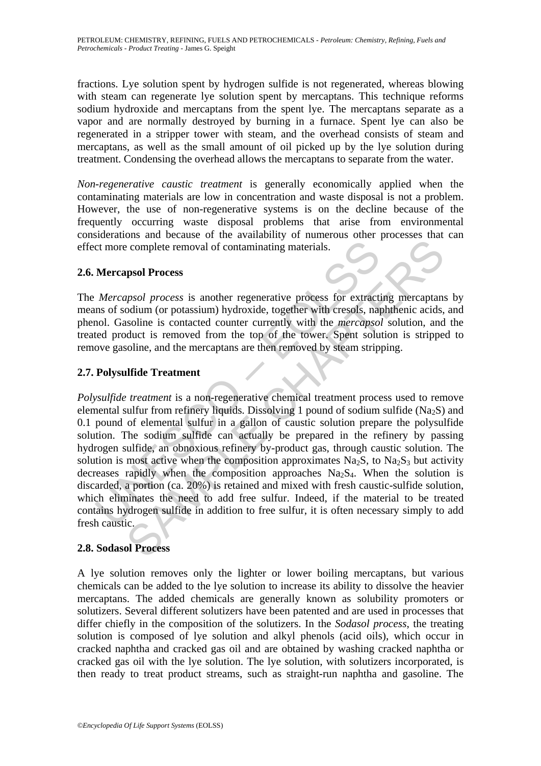fractions. Lye solution spent by hydrogen sulfide is not regenerated, whereas blowing with steam can regenerate lye solution spent by mercaptans. This technique reforms sodium hydroxide and mercaptans from the spent lye. The mercaptans separate as a vapor and are normally destroyed by burning in a furnace. Spent lye can also be regenerated in a stripper tower with steam, and the overhead consists of steam and mercaptans, as well as the small amount of oil picked up by the lye solution during treatment. Condensing the overhead allows the mercaptans to separate from the water.

*Non-regenerative caustic treatment* is generally economically applied when the contaminating materials are low in concentration and waste disposal is not a problem. However, the use of non-regenerative systems is on the decline because of the frequently occurring waste disposal problems that arise from environmental considerations and because of the availability of numerous other processes that can effect more complete removal of contaminating materials.

## 2.6. Mercapsol Process

The *Mercapsol process* is another regenerative process for extracting mercaptans by means of sodium (or potassium) hydroxide, together with cresols, naphthenic acids, and phenol. Gasoline is contacted counter currently with the *mercapsol* solution, and the treated product is removed from the top of the tower. Spent solution is stripped to remove gasoline, and the mercaptans are then removed by steam stripping.

## 2.7. Polysulfide Treatment

*Polysulfide treatment* is a non-regenerative chemical treatment process used to remove elemental sulfur from refinery liquids. Dissolving 1 pound of sodium sulfide ($Na_2S$) and 0.1 pound of elemental sulfur in a gallon of caustic solution prepare the polysulfide solution. The sodium sulfide can actually be prepared in the refinery by passing hydrogen sulfide, an obnoxious refinery by-product gas, through caustic solution. The solution is most active when the composition approximates $Na_2S$, to $Na_2S_3$ but activity decreases rapidly when the composition approaches $Na_2S_4$. When the solution is discarded, a portion (ca. 20%) is retained and mixed with fresh caustic-sulfide solution, which eliminates the need to add free sulfur. Indeed, if the material to be treated contains hydrogen sulfide in addition to free sulfur, it is often necessary simply to add fresh caustic.

## 2.8. Sodasol Process

A lye solution removes only the lighter or lower boiling mercaptans, but various chemicals can be added to the lye solution to increase its ability to dissolve the heavier mercaptans. The added chemicals are generally known as solubility promoters or solutizers. Several different solutizers have been patented and are used in processes that differ chiefly in the composition of the solutizers. In the *Sodasol process*, the treating solution is composed of lye solution and alkyl phenols (acid oils), which occur in cracked naphtha and cracked gas oil and are obtained by washing cracked naphtha or cracked gas oil with the lye solution. The lye solution, with solutizers incorporated, is then ready to treat product streams, such as straight-run naphtha and gasoline. The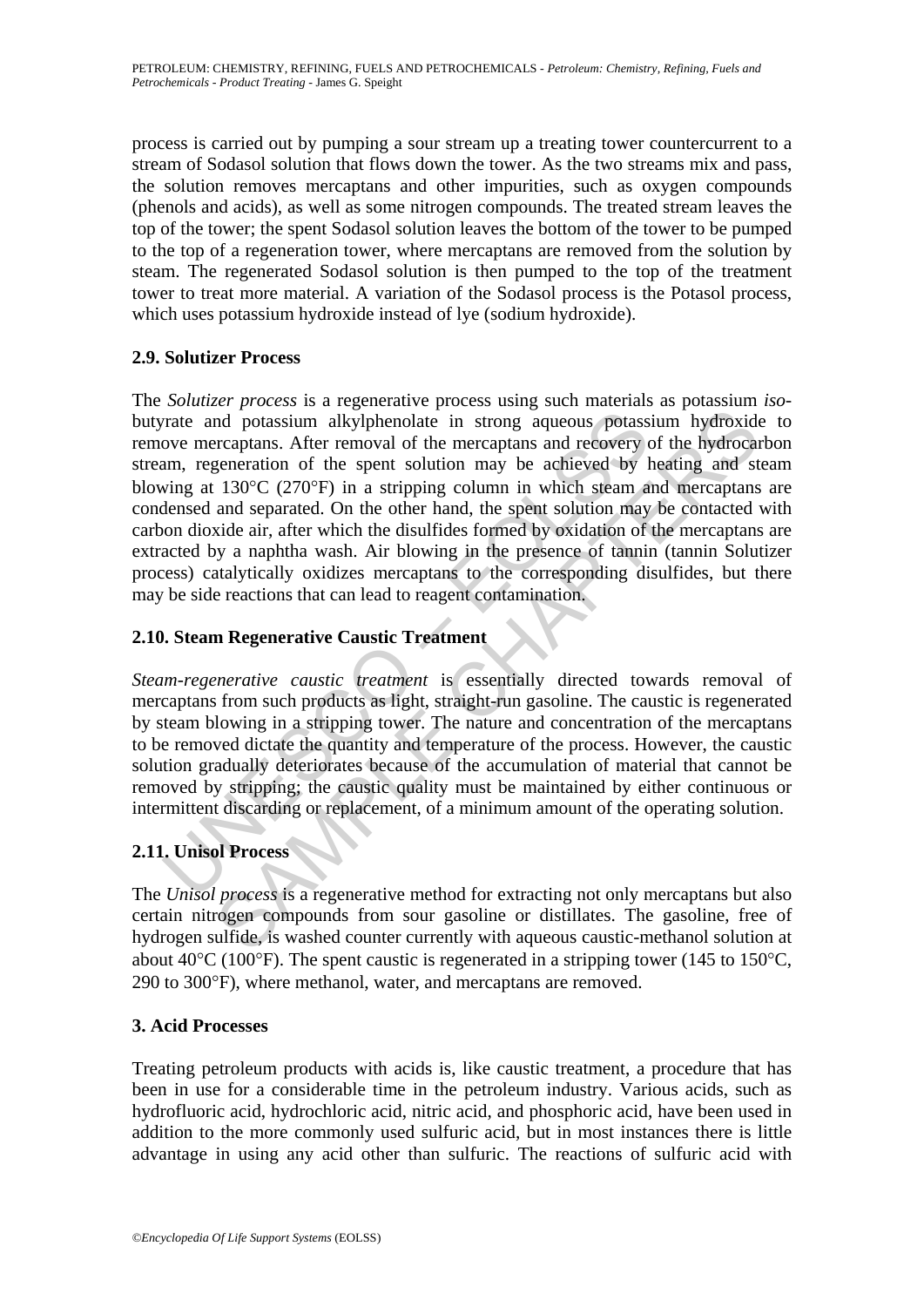process is carried out by pumping a sour stream up a treating tower countercurrent to a stream of Sodasol solution that flows down the tower. As the two streams mix and pass, the solution removes mercaptans and other impurities, such as oxygen compounds (phenols and acids), as well as some nitrogen compounds. The treated stream leaves the top of the tower; the spent Sodasol solution leaves the bottom of the tower to be pumped to the top of a regeneration tower, where mercaptans are removed from the solution by steam. The regenerated Sodasol solution is then pumped to the top of the treatment tower to treat more material. A variation of the Sodasol process is the Potasol process, which uses potassium hydroxide instead of lye (sodium hydroxide).

## 2.9. Solutizer Process

The *Solutizer process* is a regenerative process using such materials as potassium *iso*-butyrate and potassium alkylphenolate in strong aqueous potassium hydroxide to remove mercaptans. After removal of the mercaptans and recovery of the hydrocarbon stream, regeneration of the spent solution may be achieved by heating and steam blowing at 130°C (270°F) in a stripping column in which steam and mercaptans are condensed and separated. On the other hand, the spent solution may be contacted with carbon dioxide air, after which the disulfides formed by oxidation of the mercaptans are extracted by a naphtha wash. Air blowing in the presence of tannin (tannin Solutizer process) catalytically oxidizes mercaptans to the corresponding disulfides, but there may be side reactions that can lead to reagent contamination.

## 2.10. Steam Regenerative Caustic Treatment

*Steam-regenerative caustic treatment* is essentially directed towards removal of mercaptans from such products as light, straight-run gasoline. The caustic is regenerated by steam blowing in a stripping tower. The nature and concentration of the mercaptans to be removed dictate the quantity and temperature of the process. However, the caustic solution gradually deteriorates because of the accumulation of material that cannot be removed by stripping; the caustic quality must be maintained by either continuous or intermittent discarding or replacement, of a minimum amount of the operating solution.

## 2.11. Unisol Process

The *Unisol process* is a regenerative method for extracting not only mercaptans but also certain nitrogen compounds from sour gasoline or distillates. The gasoline, free of hydrogen sulfide, is washed counter currently with aqueous caustic-methanol solution at about 40°C (100°F). The spent caustic is regenerated in a stripping tower (145 to 150°C, 290 to 300°F), where methanol, water, and mercaptans are removed.

# 3. Acid Processes

Treating petroleum products with acids is, like caustic treatment, a procedure that has been in use for a considerable time in the petroleum industry. Various acids, such as hydrofluoric acid, hydrochloric acid, nitric acid, and phosphoric acid, have been used in addition to the more commonly used sulfuric acid, but in most instances there is little advantage in using any acid other than sulfuric. The reactions of sulfuric acid with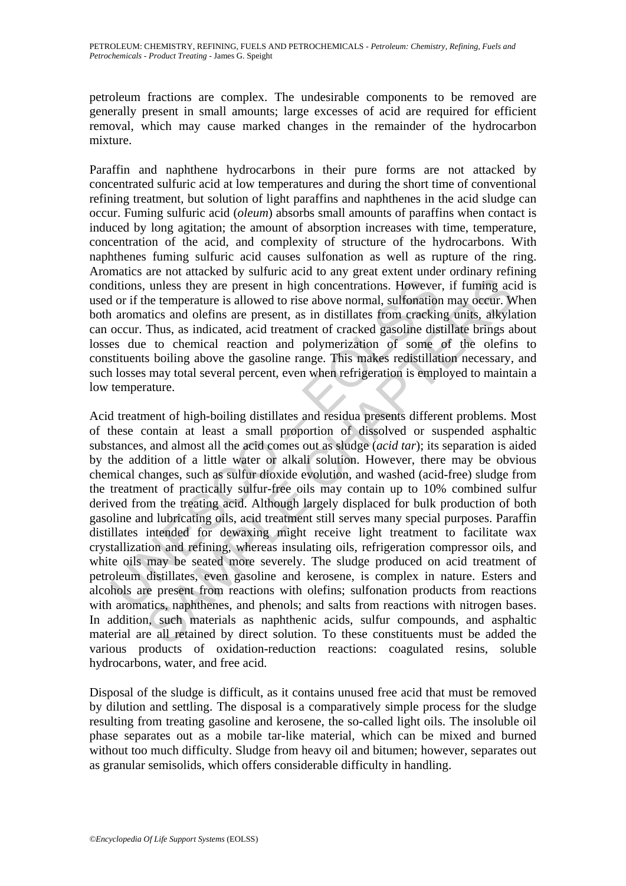petroleum fractions are complex. The undesirable components to be removed are generally present in small amounts; large excesses of acid are required for efficient removal, which may cause marked changes in the remainder of the hydrocarbon mixture.

Paraffin and naphthene hydrocarbons in their pure forms are not attacked by concentrated sulfuric acid at low temperatures and during the short time of conventional refining treatment, but solution of light paraffins and naphthenes in the acid sludge can occur. Fuming sulfuric acid (*oleum*) absorbs small amounts of paraffins when contact is induced by long agitation; the amount of absorption increases with time, temperature, concentration of the acid, and complexity of structure of the hydrocarbons. With naphthenes fuming sulfuric acid causes sulfonation as well as rupture of the ring. Aromatics are not attacked by sulfuric acid to any great extent under ordinary refining conditions, unless they are present in high concentrations. However, if fuming acid is used or if the temperature is allowed to rise above normal, sulfonation may occur. When both aromatics and olefins are present, as in distillates from cracking units, alkylation can occur. Thus, as indicated, acid treatment of cracked gasoline distillate brings about losses due to chemical reaction and polymerization of some of the olefins to constituents boiling above the gasoline range. This makes redistillation necessary, and such losses may total several percent, even when refrigeration is employed to maintain a low temperature.

Acid treatment of high-boiling distillates and residua presents different problems. Most of these contain at least a small proportion of dissolved or suspended asphaltic substances, and almost all the acid comes out as sludge (*acid tar*); its separation is aided by the addition of a little water or alkali solution. However, there may be obvious chemical changes, such as sulfur dioxide evolution, and washed (acid-free) sludge from the treatment of practically sulfur-free oils may contain up to 10% combined sulfur derived from the treating acid. Although largely displaced for bulk production of both gasoline and lubricating oils, acid treatment still serves many special purposes. Paraffin distillates intended for dewaxing might receive light treatment to facilitate wax crystallization and refining, whereas insulating oils, refrigeration compressor oils, and white oils may be seated more severely. The sludge produced on acid treatment of petroleum distillates, even gasoline and kerosene, is complex in nature. Esters and alcohols are present from reactions with olefins; sulfonation products from reactions with aromatics, naphthenes, and phenols; and salts from reactions with nitrogen bases. In addition, such materials as naphthenic acids, sulfur compounds, and asphaltic material are all retained by direct solution. To these constituents must be added the various products of oxidation-reduction reactions: coagulated resins, soluble hydrocarbons, water, and free acid.

Disposal of the sludge is difficult, as it contains unused free acid that must be removed by dilution and settling. The disposal is a comparatively simple process for the sludge resulting from treating gasoline and kerosene, the so-called light oils. The insoluble oil phase separates out as a mobile tar-like material, which can be mixed and burned without too much difficulty. Sludge from heavy oil and bitumen; however, separates out as granular semisolids, which offers considerable difficulty in handling.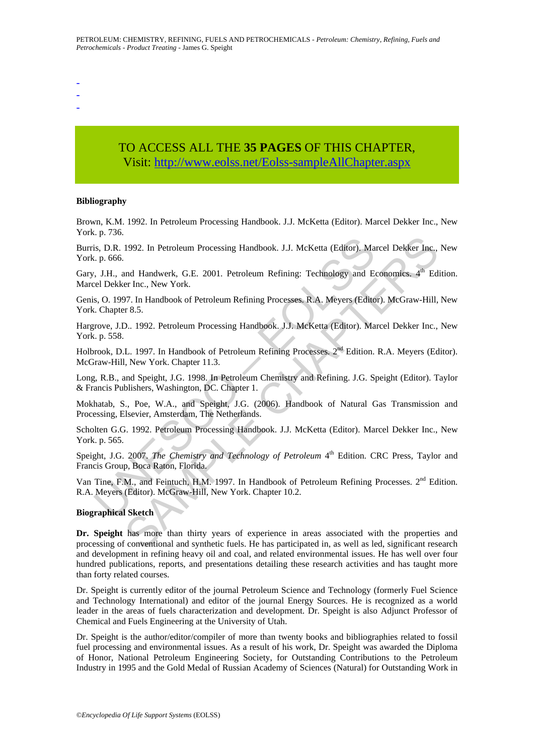-
-
-

TO ACCESS ALL THE **35 PAGES** OF THIS CHAPTER,
Visit: http://www.eolss.net/Eolss-sampleAllChapter.aspx

**Bibliography**

Brown, K.M. 1992. In Petroleum Processing Handbook. J.J. McKetta (Editor). Marcel Dekker Inc., New York. p. 736.

Burris, D.R. 1992. In Petroleum Processing Handbook. J.J. McKetta (Editor). Marcel Dekker Inc., New York. p. 666.

Gary, J.H., and Handwerk, G.E. 2001. Petroleum Refining: Technology and Economics. 4th Edition. Marcel Dekker Inc., New York.

Genis, O. 1997. In Handbook of Petroleum Refining Processes. R.A. Meyers (Editor). McGraw-Hill, New York. Chapter 8.5.

Hargrove, J.D.. 1992. Petroleum Processing Handbook. J.J. McKetta (Editor). Marcel Dekker Inc., New York. p. 558.

Holbrook, D.L. 1997. In Handbook of Petroleum Refining Processes. 2nd Edition. R.A. Meyers (Editor). McGraw-Hill, New York. Chapter 11.3.

Long, R.B., and Speight, J.G. 1998. In Petroleum Chemistry and Refining. J.G. Speight (Editor). Taylor & Francis Publishers, Washington, DC. Chapter 1.

Mokhatab, S., Poe, W.A., and Speight, J.G. (2006). Handbook of Natural Gas Transmission and Processing, Elsevier, Amsterdam, The Netherlands.

Scholten G.G. 1992. Petroleum Processing Handbook. J.J. McKetta (Editor). Marcel Dekker Inc., New York. p. 565.

Speight, J.G. 2007. *The Chemistry and Technology of Petroleum* 4th Edition. CRC Press, Taylor and Francis Group, Boca Raton, Florida.

Van Tine, F.M., and Feintuch, H.M. 1997. In Handbook of Petroleum Refining Processes. 2nd Edition. R.A. Meyers (Editor). McGraw-Hill, New York. Chapter 10.2.

**Biographical Sketch**

**Dr. Speight** has more than thirty years of experience in areas associated with the properties and processing of conventional and synthetic fuels. He has participated in, as well as led, significant research and development in refining heavy oil and coal, and related environmental issues. He has well over four hundred publications, reports, and presentations detailing these research activities and has taught more than forty related courses.

Dr. Speight is currently editor of the journal Petroleum Science and Technology (formerly Fuel Science and Technology International) and editor of the journal Energy Sources. He is recognized as a world leader in the areas of fuels characterization and development. Dr. Speight is also Adjunct Professor of Chemical and Fuels Engineering at the University of Utah.

Dr. Speight is the author/editor/compiler of more than twenty books and bibliographies related to fossil fuel processing and environmental issues. As a result of his work, Dr. Speight was awarded the Diploma of Honor, National Petroleum Engineering Society, for Outstanding Contributions to the Petroleum Industry in 1995 and the Gold Medal of Russian Academy of Sciences (Natural) for Outstanding Work in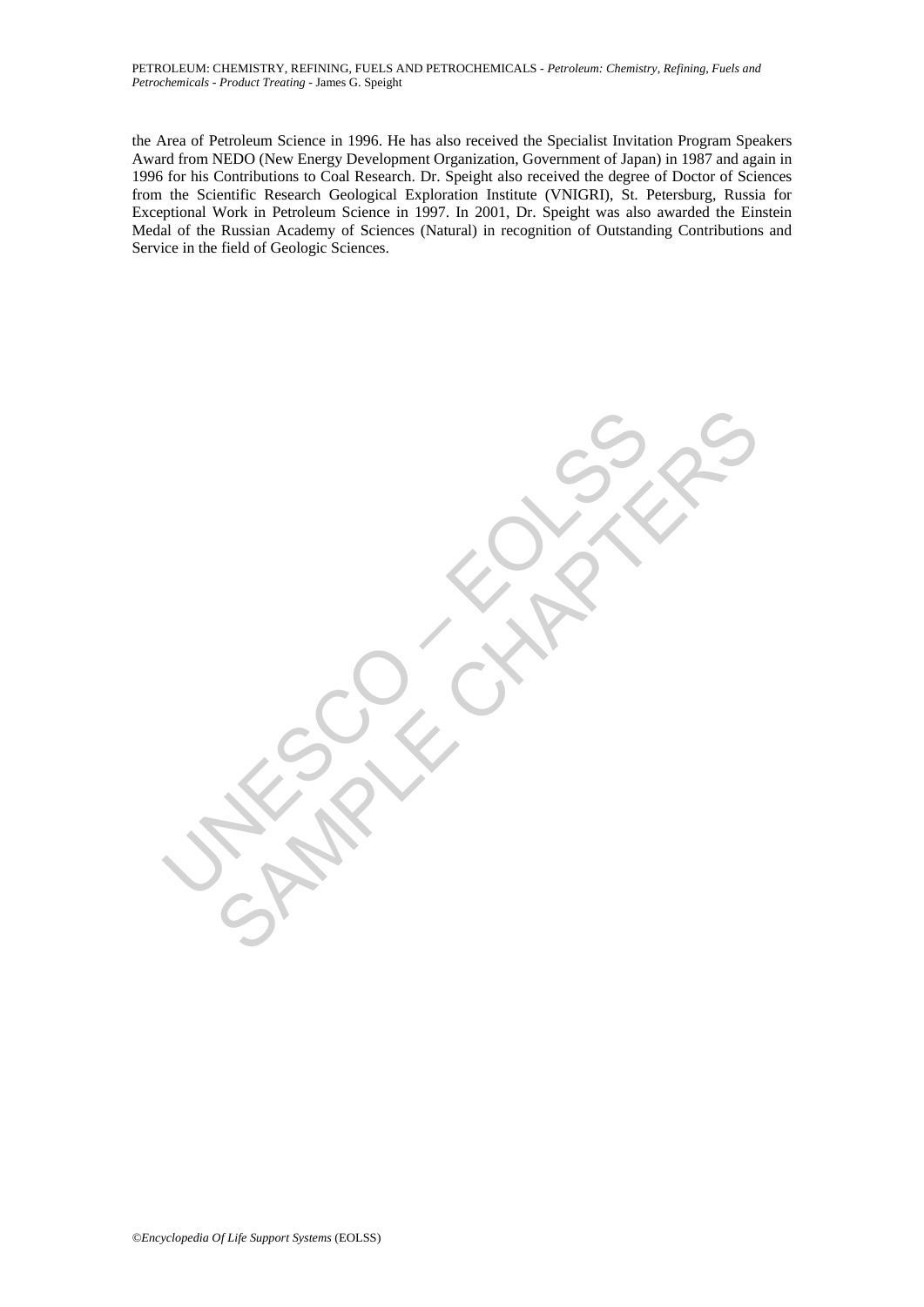the Area of Petroleum Science in 1996. He has also received the Specialist Invitation Program Speakers Award from NEDO (New Energy Development Organization, Government of Japan) in 1987 and again in 1996 for his Contributions to Coal Research. Dr. Speight also received the degree of Doctor of Sciences from the Scientific Research Geological Exploration Institute (VNIGRI), St. Petersburg, Russia for Exceptional Work in Petroleum Science in 1997. In 2001, Dr. Speight was also awarded the Einstein Medal of the Russian Academy of Sciences (Natural) in recognition of Outstanding Contributions and Service in the field of Geologic Sciences.